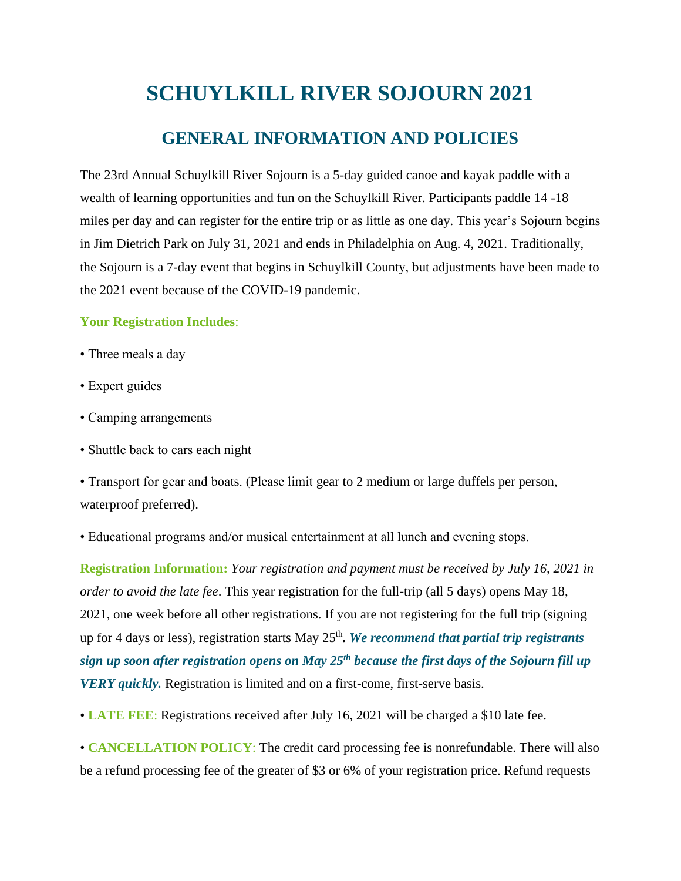# SCHUYLKILL RIVER SOJOURN 2021

## GENERAL INFORMATION AND POLICIES

The 23rd Annual Schuylkill River Sojourn is a 5-day guided canoe and kayak paddle with a wealth of learning opportunities and fun on the Schuylkill River. Participants paddle 14 -18 miles per day and can register for the entire trip or as little as one day. This year's Sojourn begins in Jim Dietrich Park on July 31, 2021 and ends in Philadelphia on Aug. 4, 2021. Traditionally, the Sojourn is a 7-day event that begins in Schuylkill County, but adjustments have been made to the 2021 event because of the COVID-19 pandemic.

**Your Registration Includes**:

- Three meals a day
- Expert guides
- Camping arrangements
- Shuttle back to cars each night
- Transport for gear and boats. (Please limit gear to 2 medium or large duffels per person, waterproof preferred).
- Educational programs and/or musical entertainment at all lunch and evening stops.

**Registration Information:** *Your registration and payment must be received by July 16, 2021 in order to avoid the late fee*. This year registration for the full-trip (all 5 days) opens May 18, 2021, one week before all other registrations. If you are not registering for the full trip (signing up for 4 days or less), registration starts May 25th**.** ***We recommend that partial trip registrants sign up soon after registration opens on May 25th because the first days of the Sojourn fill up VERY quickly.*** Registration is limited and on a first-come, first-serve basis.

- **LATE FEE**: Registrations received after July 16, 2021 will be charged a $10 late fee.
- **CANCELLATION POLICY**: The credit card processing fee is nonrefundable. There will also be a refund processing fee of the greater of $3 or 6% of your registration price. Refund requests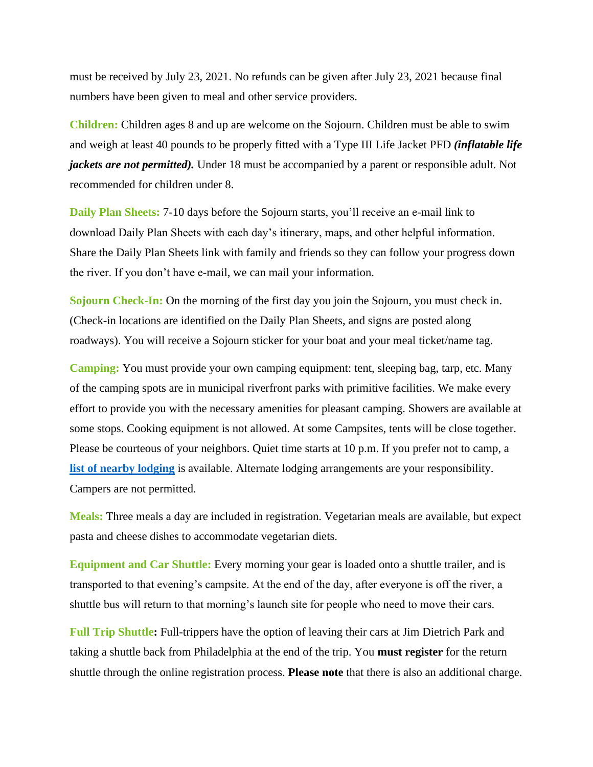must be received by July 23, 2021. No refunds can be given after July 23, 2021 because final numbers have been given to meal and other service providers.

**Children:** Children ages 8 and up are welcome on the Sojourn. Children must be able to swim and weigh at least 40 pounds to be properly fitted with a Type III Life Jacket PFD ***(inflatable life jackets are not permitted).*** Under 18 must be accompanied by a parent or responsible adult. Not recommended for children under 8.

**Daily Plan Sheets:** 7-10 days before the Sojourn starts, you'll receive an e-mail link to download Daily Plan Sheets with each day's itinerary, maps, and other helpful information. Share the Daily Plan Sheets link with family and friends so they can follow your progress down the river. If you don't have e-mail, we can mail your information.

**Sojourn Check-In:** On the morning of the first day you join the Sojourn, you must check in. (Check-in locations are identified on the Daily Plan Sheets, and signs are posted along roadways). You will receive a Sojourn sticker for your boat and your meal ticket/name tag.

**Camping:** You must provide your own camping equipment: tent, sleeping bag, tarp, etc. Many of the camping spots are in municipal riverfront parks with primitive facilities. We make every effort to provide you with the necessary amenities for pleasant camping. Showers are available at some stops. Cooking equipment is not allowed. At some Campsites, tents will be close together. Please be courteous of your neighbors. Quiet time starts at 10 p.m. If you prefer not to camp, a **list of nearby lodging** is available. Alternate lodging arrangements are your responsibility. Campers are not permitted.

**Meals:** Three meals a day are included in registration. Vegetarian meals are available, but expect pasta and cheese dishes to accommodate vegetarian diets.

**Equipment and Car Shuttle:** Every morning your gear is loaded onto a shuttle trailer, and is transported to that evening's campsite. At the end of the day, after everyone is off the river, a shuttle bus will return to that morning's launch site for people who need to move their cars.

**Full Trip Shuttle:** Full-trippers have the option of leaving their cars at Jim Dietrich Park and taking a shuttle back from Philadelphia at the end of the trip. You **must register** for the return shuttle through the online registration process. **Please note** that there is also an additional charge.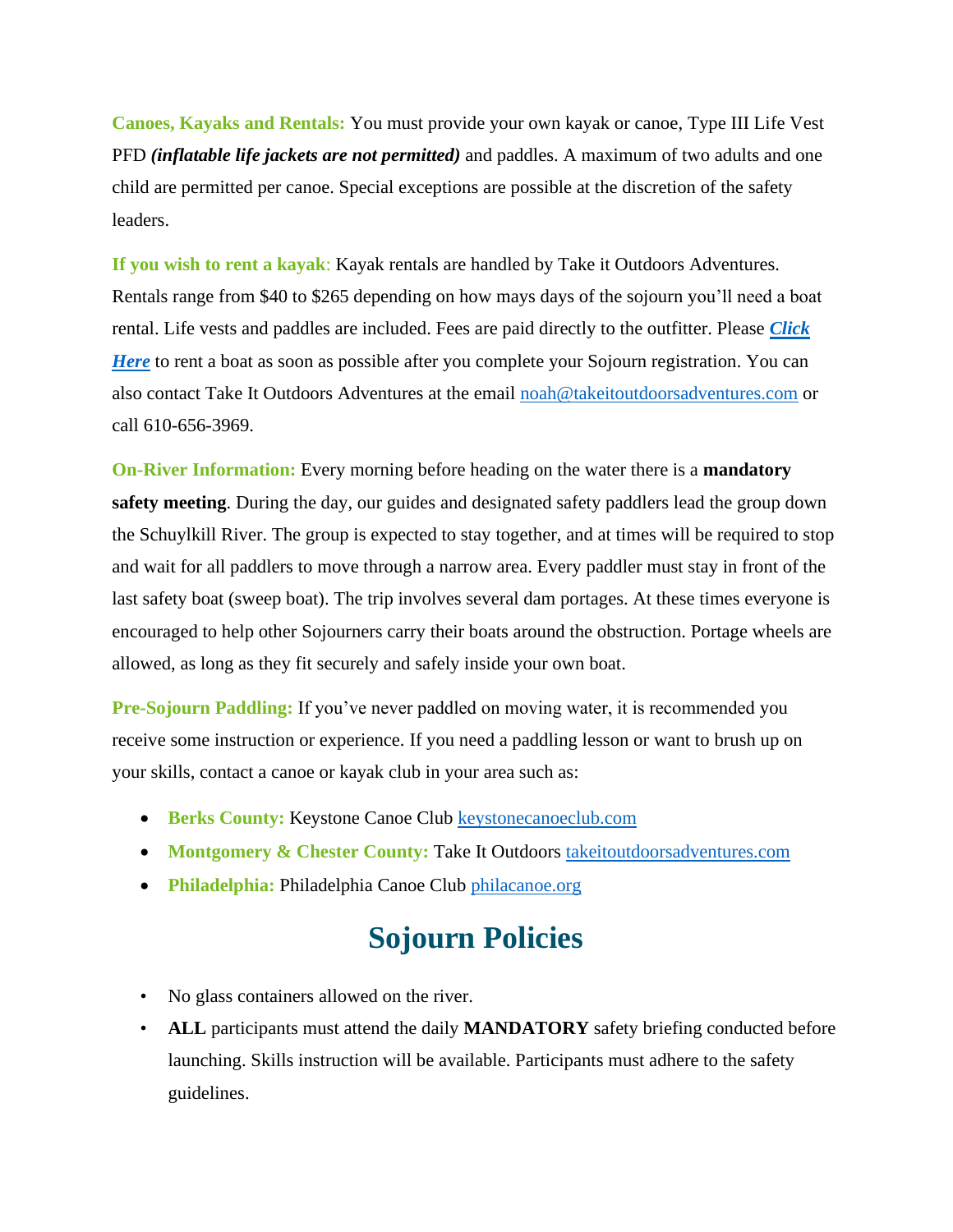**Canoes, Kayaks and Rentals:** You must provide your own kayak or canoe, Type III Life Vest PFD ***(inflatable life jackets are not permitted)*** and paddles. A maximum of two adults and one child are permitted per canoe. Special exceptions are possible at the discretion of the safety leaders.

**If you wish to rent a kayak**: Kayak rentals are handled by Take it Outdoors Adventures. Rentals range from $40 to $265 depending on how mays days of the sojourn you'll need a boat rental. Life vests and paddles are included. Fees are paid directly to the outfitter. Please ***Click Here*** to rent a boat as soon as possible after you complete your Sojourn registration. You can also contact Take It Outdoors Adventures at the email noah@takeitoutdoorsadventures.com or call 610-656-3969.

**On-River Information:** Every morning before heading on the water there is a **mandatory safety meeting**. During the day, our guides and designated safety paddlers lead the group down the Schuylkill River. The group is expected to stay together, and at times will be required to stop and wait for all paddlers to move through a narrow area. Every paddler must stay in front of the last safety boat (sweep boat). The trip involves several dam portages. At these times everyone is encouraged to help other Sojourners carry their boats around the obstruction. Portage wheels are allowed, as long as they fit securely and safely inside your own boat.

**Pre-Sojourn Paddling:** If you've never paddled on moving water, it is recommended you receive some instruction or experience. If you need a paddling lesson or want to brush up on your skills, contact a canoe or kayak club in your area such as:

- **Berks County:** Keystone Canoe Club keystonecanoeclub.com
- **Montgomery & Chester County:** Take It Outdoors takeitoutdoorsadventures.com
- **Philadelphia:** Philadelphia Canoe Club philacanoe.org

# Sojourn Policies

- No glass containers allowed on the river.
- **ALL** participants must attend the daily **MANDATORY** safety briefing conducted before launching. Skills instruction will be available. Participants must adhere to the safety guidelines.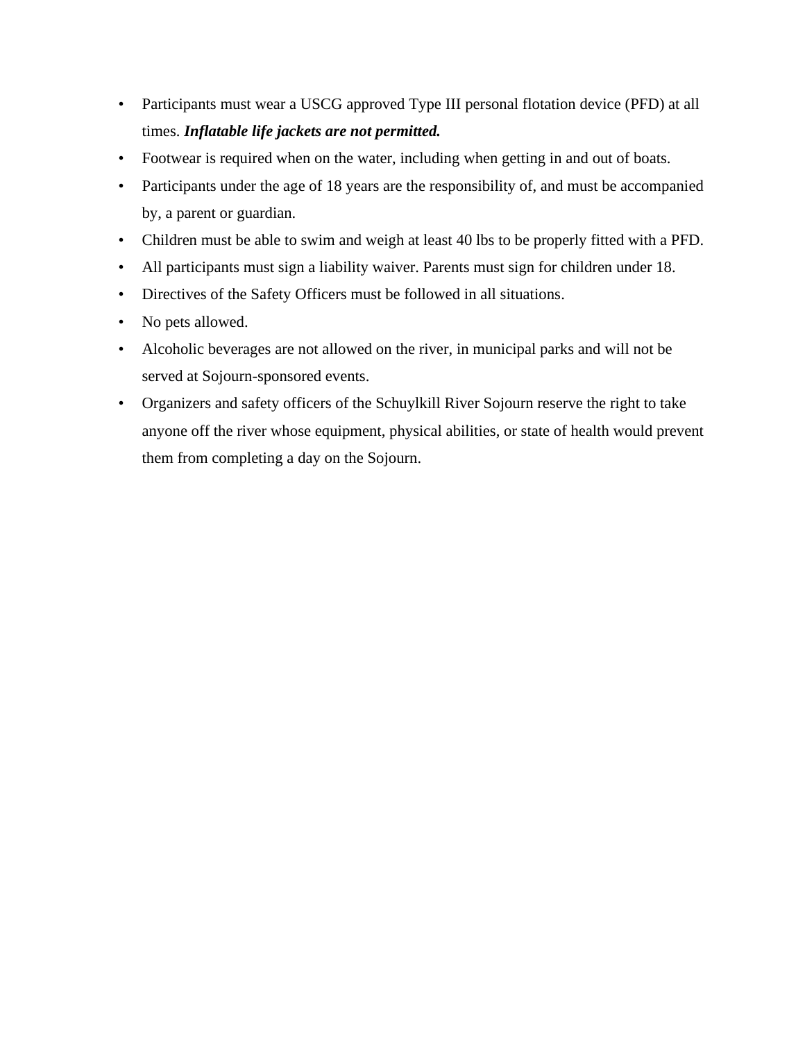- Participants must wear a USCG approved Type III personal flotation device (PFD) at all times. ***Inflatable life jackets are not permitted.***
- Footwear is required when on the water, including when getting in and out of boats.
- Participants under the age of 18 years are the responsibility of, and must be accompanied by, a parent or guardian.
- Children must be able to swim and weigh at least 40 lbs to be properly fitted with a PFD.
- All participants must sign a liability waiver. Parents must sign for children under 18.
- Directives of the Safety Officers must be followed in all situations.
- No pets allowed.
- Alcoholic beverages are not allowed on the river, in municipal parks and will not be served at Sojourn-sponsored events.
- Organizers and safety officers of the Schuylkill River Sojourn reserve the right to take anyone off the river whose equipment, physical abilities, or state of health would prevent them from completing a day on the Sojourn.